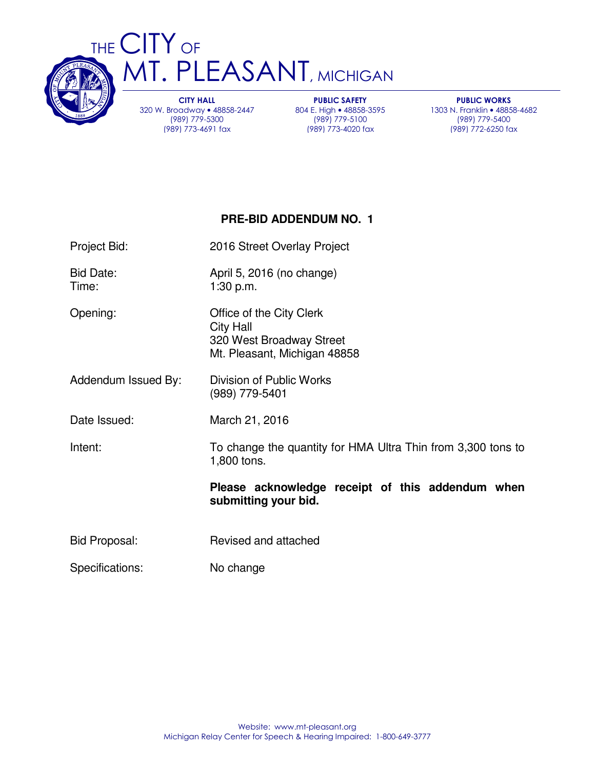# THE CITY OF MT. PLEASANT, MICHIGAN

**CITY HALL**
320 W. Broadway • 48858-2447
(989) 779-5300
(989) 773-4691 fax

**PUBLIC SAFETY**
804 E. High • 48858-3595
(989) 779-5100
(989) 773-4020 fax

**PUBLIC WORKS**
1303 N. Franklin • 48858-4682
(989) 779-5400
(989) 772-6250 fax

## PRE-BID ADDENDUM NO. 1

| | |
|---|---|
| Project Bid: | 2016 Street Overlay Project |
| Bid Date:<br>Time: | April 5, 2016 (no change)<br>1:30 p.m. |
| Opening: | Office of the City Clerk<br>City Hall<br>320 West Broadway Street<br>Mt. Pleasant, Michigan 48858 |
| Addendum Issued By: | Division of Public Works<br>(989) 779-5401 |
| Date Issued: | March 21, 2016 |
| Intent: | To change the quantity for HMA Ultra Thin from 3,300 tons to 1,800 tons.<br><br>**Please acknowledge receipt of this addendum when submitting your bid.** |
| Bid Proposal: | Revised and attached |
| Specifications: | No change |

Website: www.mt-pleasant.org
Michigan Relay Center for Speech & Hearing Impaired: 1-800-649-3777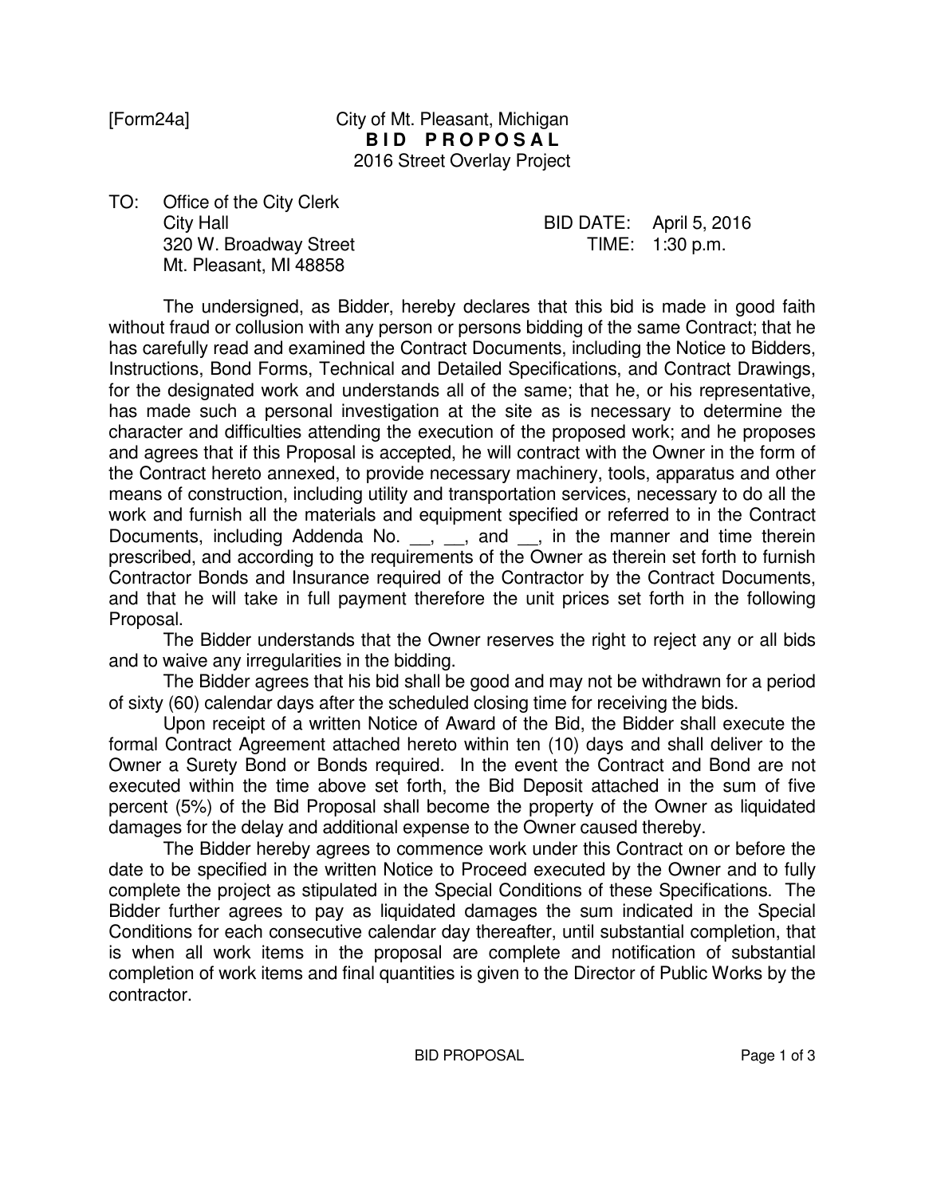[Form24a]

City of Mt. Pleasant, Michigan

**B I D   P R O P O S A L**

2016 Street Overlay Project

TO: Office of the City Clerk
City Hall
320 W. Broadway Street
Mt. Pleasant, MI 48858

BID DATE: April 5, 2016
TIME: 1:30 p.m.

The undersigned, as Bidder, hereby declares that this bid is made in good faith without fraud or collusion with any person or persons bidding of the same Contract; that he has carefully read and examined the Contract Documents, including the Notice to Bidders, Instructions, Bond Forms, Technical and Detailed Specifications, and Contract Drawings, for the designated work and understands all of the same; that he, or his representative, has made such a personal investigation at the site as is necessary to determine the character and difficulties attending the execution of the proposed work; and he proposes and agrees that if this Proposal is accepted, he will contract with the Owner in the form of the Contract hereto annexed, to provide necessary machinery, tools, apparatus and other means of construction, including utility and transportation services, necessary to do all the work and furnish all the materials and equipment specified or referred to in the Contract Documents, including Addenda No. __, __, and __, in the manner and time therein prescribed, and according to the requirements of the Owner as therein set forth to furnish Contractor Bonds and Insurance required of the Contractor by the Contract Documents, and that he will take in full payment therefore the unit prices set forth in the following Proposal.

The Bidder understands that the Owner reserves the right to reject any or all bids and to waive any irregularities in the bidding.

The Bidder agrees that his bid shall be good and may not be withdrawn for a period of sixty (60) calendar days after the scheduled closing time for receiving the bids.

Upon receipt of a written Notice of Award of the Bid, the Bidder shall execute the formal Contract Agreement attached hereto within ten (10) days and shall deliver to the Owner a Surety Bond or Bonds required. In the event the Contract and Bond are not executed within the time above set forth, the Bid Deposit attached in the sum of five percent (5%) of the Bid Proposal shall become the property of the Owner as liquidated damages for the delay and additional expense to the Owner caused thereby.

The Bidder hereby agrees to commence work under this Contract on or before the date to be specified in the written Notice to Proceed executed by the Owner and to fully complete the project as stipulated in the Special Conditions of these Specifications. The Bidder further agrees to pay as liquidated damages the sum indicated in the Special Conditions for each consecutive calendar day thereafter, until substantial completion, that is when all work items in the proposal are complete and notification of substantial completion of work items and final quantities is given to the Director of Public Works by the contractor.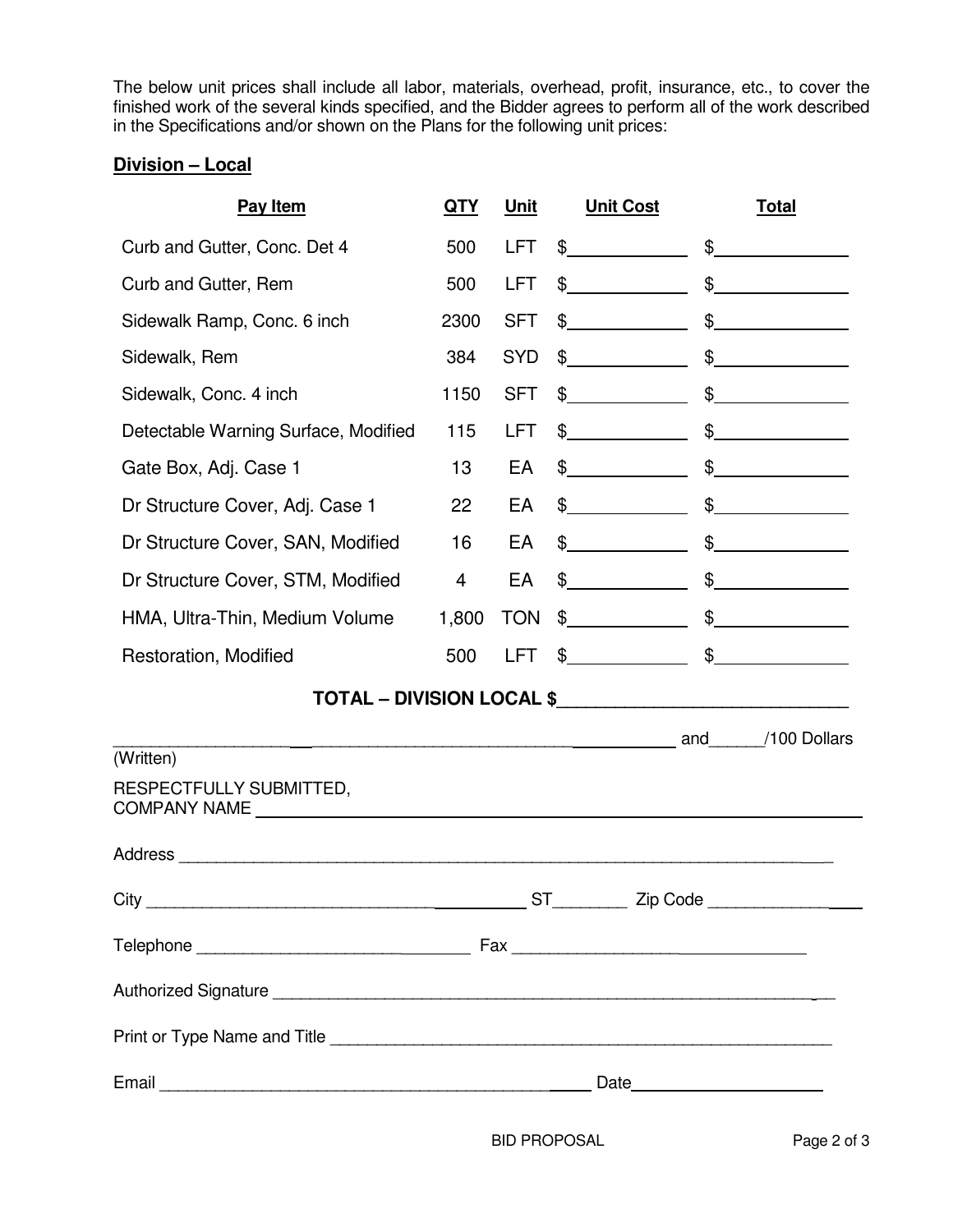The below unit prices shall include all labor, materials, overhead, profit, insurance, etc., to cover the finished work of the several kinds specified, and the Bidder agrees to perform all of the work described in the Specifications and/or shown on the Plans for the following unit prices:

**Division – Local**

| Pay Item | QTY | Unit | Unit Cost | Total |
|---|---|---|---|---|
| Curb and Gutter, Conc. Det 4 | 500 | LFT | $\_\_\_\_\_\_\_\_\_\_ | $\_\_\_\_\_\_\_\_\_\_ |
| Curb and Gutter, Rem | 500 | LFT | $\_\_\_\_\_\_\_\_\_\_ | $\_\_\_\_\_\_\_\_\_\_ |
| Sidewalk Ramp, Conc. 6 inch | 2300 | SFT | $\_\_\_\_\_\_\_\_\_\_ | $\_\_\_\_\_\_\_\_\_\_ |
| Sidewalk, Rem | 384 | SYD | $\_\_\_\_\_\_\_\_\_\_ | $\_\_\_\_\_\_\_\_\_\_ |
| Sidewalk, Conc. 4 inch | 1150 | SFT | $\_\_\_\_\_\_\_\_\_\_ | $\_\_\_\_\_\_\_\_\_\_ |
| Detectable Warning Surface, Modified | 115 | LFT | $\_\_\_\_\_\_\_\_\_\_ | $\_\_\_\_\_\_\_\_\_\_ |
| Gate Box, Adj. Case 1 | 13 | EA | $\_\_\_\_\_\_\_\_\_\_ | $\_\_\_\_\_\_\_\_\_\_ |
| Dr Structure Cover, Adj. Case 1 | 22 | EA | $\_\_\_\_\_\_\_\_\_\_ | $\_\_\_\_\_\_\_\_\_\_ |
| Dr Structure Cover, SAN, Modified | 16 | EA | $\_\_\_\_\_\_\_\_\_\_ | $\_\_\_\_\_\_\_\_\_\_ |
| Dr Structure Cover, STM, Modified | 4 | EA | $\_\_\_\_\_\_\_\_\_\_ | $\_\_\_\_\_\_\_\_\_\_ |
| HMA, Ultra-Thin, Medium Volume | 1,800 | TON | $\_\_\_\_\_\_\_\_\_\_ | $\_\_\_\_\_\_\_\_\_\_ |
| Restoration, Modified | 500 | LFT | $\_\_\_\_\_\_\_\_\_\_ | $\_\_\_\_\_\_\_\_\_\_ |

**TOTAL – DIVISION LOCAL $\_\_\_\_\_\_\_\_\_\_\_\_\_\_\_\_\_\_\_\_\_\_\_\_\_\_\_\_**

\_\_\_\_\_\_\_\_\_\_\_\_\_\_\_\_\_\_\_\_\_\_\_\_\_\_\_\_\_\_\_\_\_\_\_\_\_\_\_\_\_\_\_\_\_\_\_\_\_\_\_\_\_\_\_\_\_\_\_\_ and\_\_\_\_\_\_/100 Dollars
(Written)

RESPECTFULLY SUBMITTED,
COMPANY NAME \_\_\_\_\_\_\_\_\_\_\_\_\_\_\_\_\_\_\_\_\_\_\_\_\_\_\_\_\_\_\_\_\_\_\_\_\_\_\_\_\_\_\_\_\_\_\_\_\_\_\_\_\_\_\_\_

Address \_\_\_\_\_\_\_\_\_\_\_\_\_\_\_\_\_\_\_\_\_\_\_\_\_\_\_\_\_\_\_\_\_\_\_\_\_\_\_\_\_\_\_\_\_\_\_\_\_\_\_\_\_\_\_\_\_\_\_\_\_\_\_\_

City \_\_\_\_\_\_\_\_\_\_\_\_\_\_\_\_\_\_\_\_\_\_\_\_\_\_\_\_\_\_\_\_\_\_\_\_\_\_\_\_ ST\_\_\_\_\_\_\_\_ Zip Code \_\_\_\_\_\_\_\_\_\_\_\_\_\_\_\_

Telephone \_\_\_\_\_\_\_\_\_\_\_\_\_\_\_\_\_\_\_\_\_\_\_\_\_\_\_\_\_\_ Fax \_\_\_\_\_\_\_\_\_\_\_\_\_\_\_\_\_\_\_\_\_\_\_\_\_\_\_\_\_\_

Authorized Signature \_\_\_\_\_\_\_\_\_\_\_\_\_\_\_\_\_\_\_\_\_\_\_\_\_\_\_\_\_\_\_\_\_\_\_\_\_\_\_\_\_\_\_\_\_\_\_\_\_\_\_\_\_\_\_\_\_\_

Print or Type Name and Title \_\_\_\_\_\_\_\_\_\_\_\_\_\_\_\_\_\_\_\_\_\_\_\_\_\_\_\_\_\_\_\_\_\_\_\_\_\_\_\_\_\_\_\_\_\_\_\_\_\_\_\_

Email \_\_\_\_\_\_\_\_\_\_\_\_\_\_\_\_\_\_\_\_\_\_\_\_\_\_\_\_\_\_\_\_\_\_\_\_\_\_\_\_\_\_\_\_ Date\_\_\_\_\_\_\_\_\_\_\_\_\_\_\_\_\_\_\_\_

BID PROPOSAL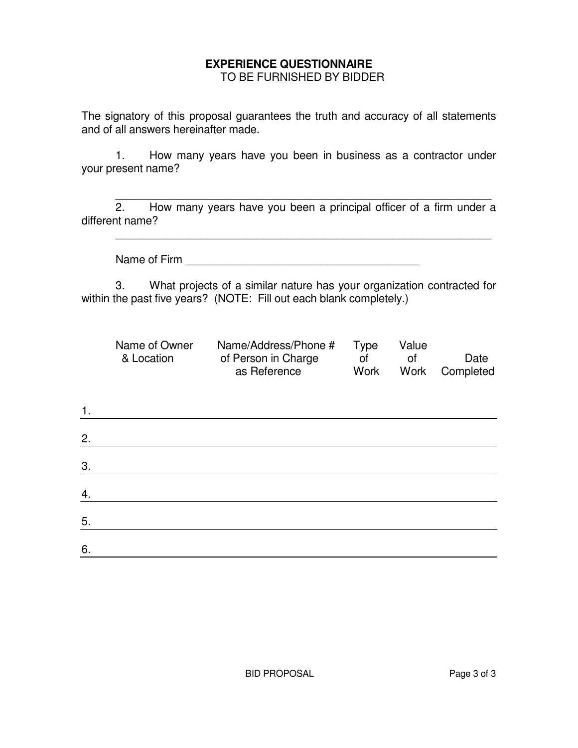# EXPERIENCE QUESTIONNAIRE

TO BE FURNISHED BY BIDDER

The signatory of this proposal guarantees the truth and accuracy of all statements and of all answers hereinafter made.

1. How many years have you been in business as a contractor under your present name?

_______________________________________________________________

2. How many years have you been a principal officer of a firm under a different name?

_______________________________________________________________

Name of Firm ______________________________________

3. What projects of a similar nature has your organization contracted for within the past five years? (NOTE: Fill out each blank completely.)

| | Name of Owner & Location | Name/Address/Phone # of Person in Charge as Reference | Type of Work | Value of Work | Date Completed |
|---|---|---|---|---|---|
| 1. | | | | | |
| 2. | | | | | |
| 3. | | | | | |
| 4. | | | | | |
| 5. | | | | | |
| 6. | | | | | |

BID PROPOSAL